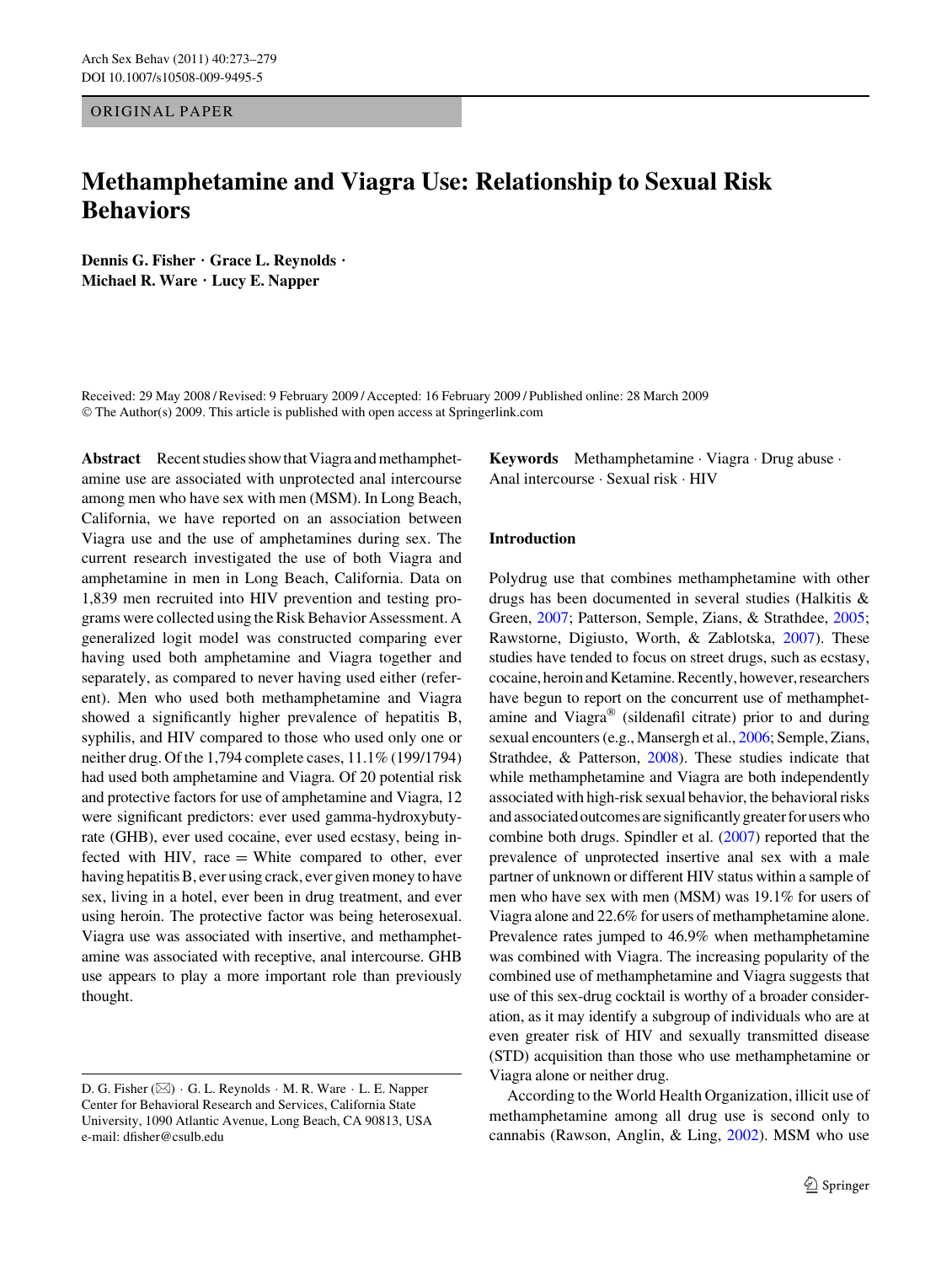ORIGINAL PAPER

# Methamphetamine and Viagra Use: Relationship to Sexual Risk Behaviors

**Dennis G. Fisher · Grace L. Reynolds · Michael R. Ware · Lucy E. Napper**

Received: 29 May 2008 / Revised: 9 February 2009 / Accepted: 16 February 2009 / Published online: 28 March 2009
© The Author(s) 2009. This article is published with open access at Springerlink.com

**Abstract** Recent studies show that Viagra and methamphetamine use are associated with unprotected anal intercourse among men who have sex with men (MSM). In Long Beach, California, we have reported on an association between Viagra use and the use of amphetamines during sex. The current research investigated the use of both Viagra and amphetamine in men in Long Beach, California. Data on 1,839 men recruited into HIV prevention and testing programs were collected using the Risk Behavior Assessment. A generalized logit model was constructed comparing ever having used both amphetamine and Viagra together and separately, as compared to never having used either (referent). Men who used both methamphetamine and Viagra showed a significantly higher prevalence of hepatitis B, syphilis, and HIV compared to those who used only one or neither drug. Of the 1,794 complete cases, 11.1% (199/1794) had used both amphetamine and Viagra. Of 20 potential risk and protective factors for use of amphetamine and Viagra, 12 were significant predictors: ever used gamma-hydroxybutyrate (GHB), ever used cocaine, ever used ecstasy, being infected with HIV, race = White compared to other, ever having hepatitis B, ever using crack, ever given money to have sex, living in a hotel, ever been in drug treatment, and ever using heroin. The protective factor was being heterosexual. Viagra use was associated with insertive, and methamphetamine was associated with receptive, anal intercourse. GHB use appears to play a more important role than previously thought.

**Keywords** Methamphetamine · Viagra · Drug abuse · Anal intercourse · Sexual risk · HIV

## Introduction

Polydrug use that combines methamphetamine with other drugs has been documented in several studies (Halkitis & Green, 2007; Patterson, Semple, Zians, & Strathdee, 2005; Rawstorne, Digiusto, Worth, & Zablotska, 2007). These studies have tended to focus on street drugs, such as ecstasy, cocaine, heroin and Ketamine. Recently, however, researchers have begun to report on the concurrent use of methamphetamine and Viagra® (sildenafil citrate) prior to and during sexual encounters (e.g., Mansergh et al., 2006; Semple, Zians, Strathdee, & Patterson, 2008). These studies indicate that while methamphetamine and Viagra are both independently associated with high-risk sexual behavior, the behavioral risks and associated outcomes are significantly greater for users who combine both drugs. Spindler et al. (2007) reported that the prevalence of unprotected insertive anal sex with a male partner of unknown or different HIV status within a sample of men who have sex with men (MSM) was 19.1% for users of Viagra alone and 22.6% for users of methamphetamine alone. Prevalence rates jumped to 46.9% when methamphetamine was combined with Viagra. The increasing popularity of the combined use of methamphetamine and Viagra suggests that use of this sex-drug cocktail is worthy of a broader consideration, as it may identify a subgroup of individuals who are at even greater risk of HIV and sexually transmitted disease (STD) acquisition than those who use methamphetamine or Viagra alone or neither drug.

According to the World Health Organization, illicit use of methamphetamine among all drug use is second only to cannabis (Rawson, Anglin, & Ling, 2002). MSM who use

D. G. Fisher (✉) · G. L. Reynolds · M. R. Ware · L. E. Napper
Center for Behavioral Research and Services, California State University, 1090 Atlantic Avenue, Long Beach, CA 90813, USA
e-mail: dfisher@csulb.edu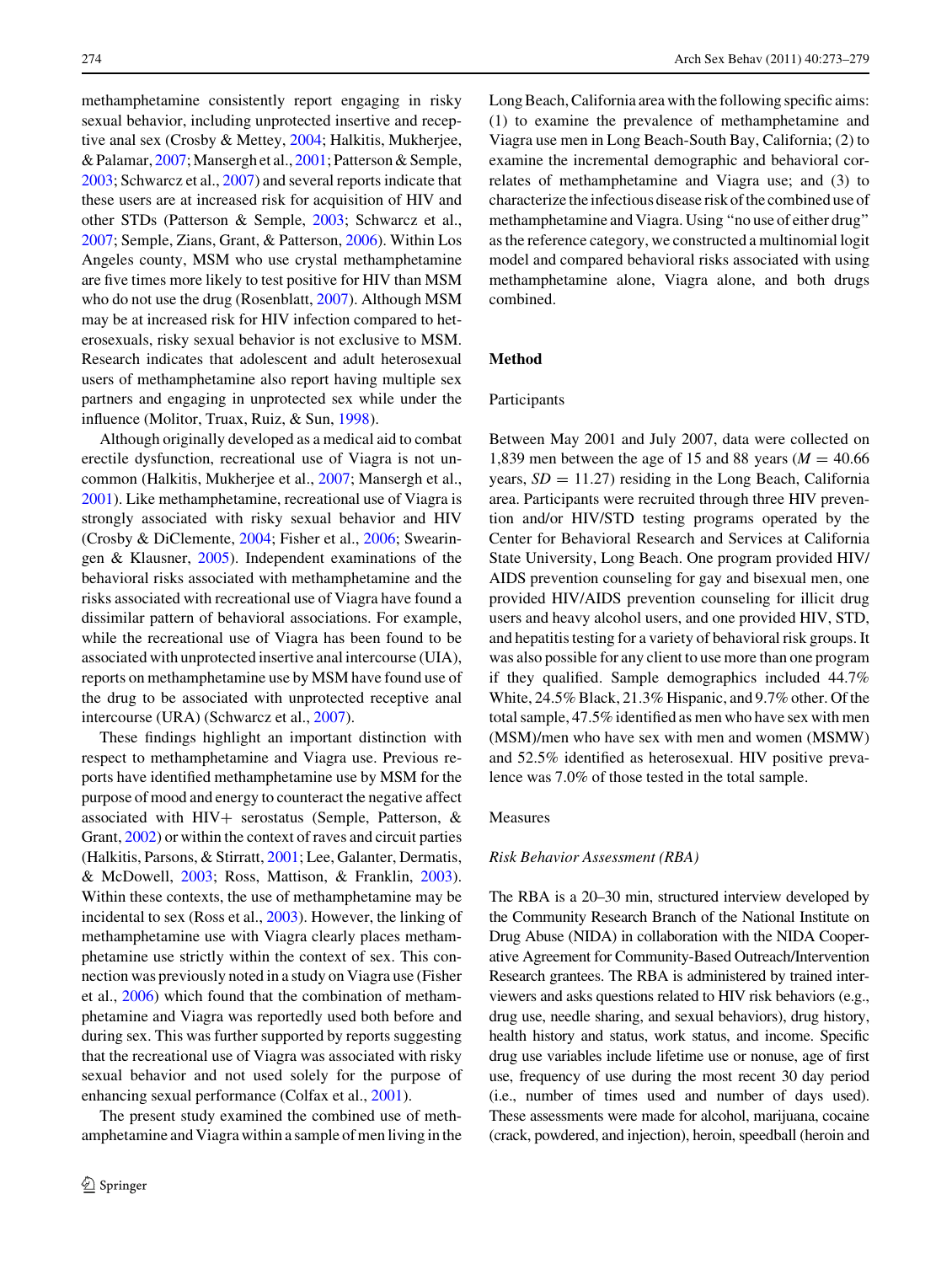methamphetamine consistently report engaging in risky sexual behavior, including unprotected insertive and receptive anal sex (Crosby & Mettey, 2004; Halkitis, Mukherjee, & Palamar, 2007; Mansergh et al., 2001; Patterson & Semple, 2003; Schwarcz et al., 2007) and several reports indicate that these users are at increased risk for acquisition of HIV and other STDs (Patterson & Semple, 2003; Schwarcz et al., 2007; Semple, Zians, Grant, & Patterson, 2006). Within Los Angeles county, MSM who use crystal methamphetamine are five times more likely to test positive for HIV than MSM who do not use the drug (Rosenblatt, 2007). Although MSM may be at increased risk for HIV infection compared to heterosexuals, risky sexual behavior is not exclusive to MSM. Research indicates that adolescent and adult heterosexual users of methamphetamine also report having multiple sex partners and engaging in unprotected sex while under the influence (Molitor, Truax, Ruiz, & Sun, 1998).

Although originally developed as a medical aid to combat erectile dysfunction, recreational use of Viagra is not uncommon (Halkitis, Mukherjee et al., 2007; Mansergh et al., 2001). Like methamphetamine, recreational use of Viagra is strongly associated with risky sexual behavior and HIV (Crosby & DiClemente, 2004; Fisher et al., 2006; Swearingen & Klausner, 2005). Independent examinations of the behavioral risks associated with methamphetamine and the risks associated with recreational use of Viagra have found a dissimilar pattern of behavioral associations. For example, while the recreational use of Viagra has been found to be associated with unprotected insertive anal intercourse (UIA), reports on methamphetamine use by MSM have found use of the drug to be associated with unprotected receptive anal intercourse (URA) (Schwarcz et al., 2007).

These findings highlight an important distinction with respect to methamphetamine and Viagra use. Previous reports have identified methamphetamine use by MSM for the purpose of mood and energy to counteract the negative affect associated with HIV+ serostatus (Semple, Patterson, & Grant, 2002) or within the context of raves and circuit parties (Halkitis, Parsons, & Stirratt, 2001; Lee, Galanter, Dermatis, & McDowell, 2003; Ross, Mattison, & Franklin, 2003). Within these contexts, the use of methamphetamine may be incidental to sex (Ross et al., 2003). However, the linking of methamphetamine use with Viagra clearly places methamphetamine use strictly within the context of sex. This connection was previously noted in a study on Viagra use (Fisher et al., 2006) which found that the combination of methamphetamine and Viagra was reportedly used both before and during sex. This was further supported by reports suggesting that the recreational use of Viagra was associated with risky sexual behavior and not used solely for the purpose of enhancing sexual performance (Colfax et al., 2001).

The present study examined the combined use of methamphetamine and Viagra within a sample of men living in the Long Beach, California area with the following specific aims: (1) to examine the prevalence of methamphetamine and Viagra use men in Long Beach-South Bay, California; (2) to examine the incremental demographic and behavioral correlates of methamphetamine and Viagra use; and (3) to characterize the infectious disease risk of the combined use of methamphetamine and Viagra. Using "no use of either drug" as the reference category, we constructed a multinomial logit model and compared behavioral risks associated with using methamphetamine alone, Viagra alone, and both drugs combined.

## Method

### Participants

Between May 2001 and July 2007, data were collected on 1,839 men between the age of 15 and 88 years ($M = 40.66$ years, $SD = 11.27$) residing in the Long Beach, California area. Participants were recruited through three HIV prevention and/or HIV/STD testing programs operated by the Center for Behavioral Research and Services at California State University, Long Beach. One program provided HIV/AIDS prevention counseling for gay and bisexual men, one provided HIV/AIDS prevention counseling for illicit drug users and heavy alcohol users, and one provided HIV, STD, and hepatitis testing for a variety of behavioral risk groups. It was also possible for any client to use more than one program if they qualified. Sample demographics included 44.7% White, 24.5% Black, 21.3% Hispanic, and 9.7% other. Of the total sample, 47.5% identified as men who have sex with men (MSM)/men who have sex with men and women (MSMW) and 52.5% identified as heterosexual. HIV positive prevalence was 7.0% of those tested in the total sample.

### Measures

#### *Risk Behavior Assessment (RBA)*

The RBA is a 20–30 min, structured interview developed by the Community Research Branch of the National Institute on Drug Abuse (NIDA) in collaboration with the NIDA Cooperative Agreement for Community-Based Outreach/Intervention Research grantees. The RBA is administered by trained interviewers and asks questions related to HIV risk behaviors (e.g., drug use, needle sharing, and sexual behaviors), drug history, health history and status, work status, and income. Specific drug use variables include lifetime use or nonuse, age of first use, frequency of use during the most recent 30 day period (i.e., number of times used and number of days used). These assessments were made for alcohol, marijuana, cocaine (crack, powdered, and injection), heroin, speedball (heroin and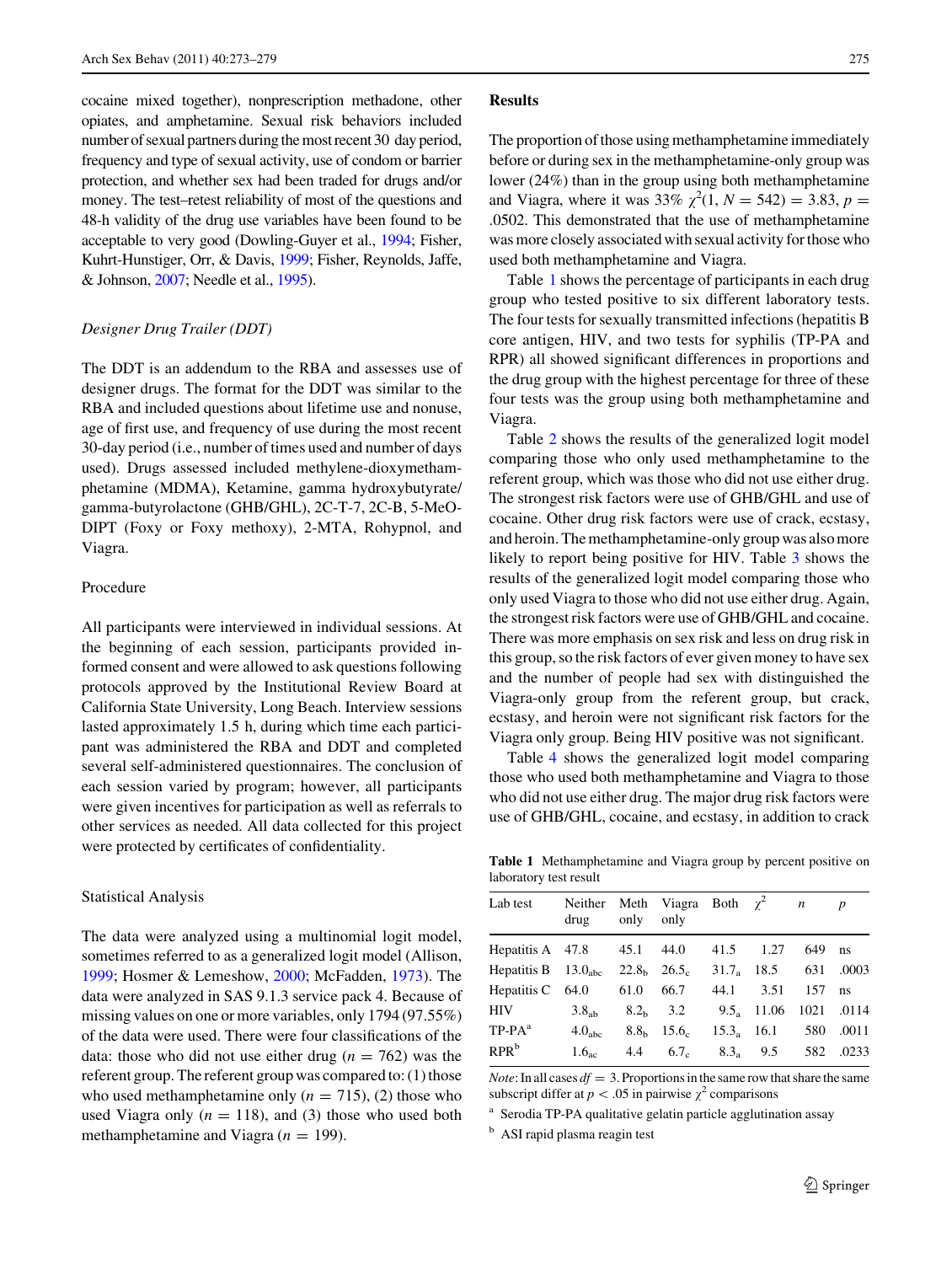cocaine mixed together), nonprescription methadone, other opiates, and amphetamine. Sexual risk behaviors included number of sexual partners during the most recent 30 day period, frequency and type of sexual activity, use of condom or barrier protection, and whether sex had been traded for drugs and/or money. The test–retest reliability of most of the questions and 48-h validity of the drug use variables have been found to be acceptable to very good (Dowling-Guyer et al., 1994; Fisher, Kuhrt-Hunstiger, Orr, & Davis, 1999; Fisher, Reynolds, Jaffe, & Johnson, 2007; Needle et al., 1995).

### *Designer Drug Trailer (DDT)*

The DDT is an addendum to the RBA and assesses use of designer drugs. The format for the DDT was similar to the RBA and included questions about lifetime use and nonuse, age of first use, and frequency of use during the most recent 30-day period (i.e., number of times used and number of days used). Drugs assessed included methylene-dioxymethamphetamine (MDMA), Ketamine, gamma hydroxybutyrate/gamma-butyrolactone (GHB/GHL), 2C-T-7, 2C-B, 5-MeO-DIPT (Foxy or Foxy methoxy), 2-MTA, Rohypnol, and Viagra.

## Procedure

All participants were interviewed in individual sessions. At the beginning of each session, participants provided informed consent and were allowed to ask questions following protocols approved by the Institutional Review Board at California State University, Long Beach. Interview sessions lasted approximately 1.5 h, during which time each participant was administered the RBA and DDT and completed several self-administered questionnaires. The conclusion of each session varied by program; however, all participants were given incentives for participation as well as referrals to other services as needed. All data collected for this project were protected by certificates of confidentiality.

## Statistical Analysis

The data were analyzed using a multinomial logit model, sometimes referred to as a generalized logit model (Allison, 1999; Hosmer & Lemeshow, 2000; McFadden, 1973). The data were analyzed in SAS 9.1.3 service pack 4. Because of missing values on one or more variables, only 1794 (97.55%) of the data were used. There were four classifications of the data: those who did not use either drug ($n = 762$) was the referent group. The referent group was compared to: (1) those who used methamphetamine only ($n = 715$), (2) those who used Viagra only ($n = 118$), and (3) those who used both methamphetamine and Viagra ($n = 199$).

## Results

The proportion of those using methamphetamine immediately before or during sex in the methamphetamine-only group was lower (24%) than in the group using both methamphetamine and Viagra, where it was 33% $\chi^2(1, N = 542) = 3.83$, $p = .0502$. This demonstrated that the use of methamphetamine was more closely associated with sexual activity for those who used both methamphetamine and Viagra.

Table 1 shows the percentage of participants in each drug group who tested positive to six different laboratory tests. The four tests for sexually transmitted infections (hepatitis B core antigen, HIV, and two tests for syphilis (TP-PA and RPR) all showed significant differences in proportions and the drug group with the highest percentage for three of these four tests was the group using both methamphetamine and Viagra.

Table 2 shows the results of the generalized logit model comparing those who only used methamphetamine to the referent group, which was those who did not use either drug. The strongest risk factors were use of GHB/GHL and use of cocaine. Other drug risk factors were use of crack, ecstasy, and heroin. The methamphetamine-only group was also more likely to report being positive for HIV. Table 3 shows the results of the generalized logit model comparing those who only used Viagra to those who did not use either drug. Again, the strongest risk factors were use of GHB/GHL and cocaine. There was more emphasis on sex risk and less on drug risk in this group, so the risk factors of ever given money to have sex and the number of people had sex with distinguished the Viagra-only group from the referent group, but crack, ecstasy, and heroin were not significant risk factors for the Viagra only group. Being HIV positive was not significant.

Table 4 shows the generalized logit model comparing those who used both methamphetamine and Viagra to those who did not use either drug. The major drug risk factors were use of GHB/GHL, cocaine, and ecstasy, in addition to crack

**Table 1** Methamphetamine and Viagra group by percent positive on laboratory test result

| Lab test | Neither drug | Meth only | Viagra only | Both | $\chi^2$ | $n$ | $p$ |
|---|---|---|---|---|---|---|---|
| Hepatitis A | 47.8 | 45.1 | 44.0 | 41.5 | 1.27 | 649 | ns |
| Hepatitis B | $13.0_{abc}$ | $22.8_{b}$ | $26.5_{c}$ | $31.7_{a}$ | 18.5 | 631 | .0003 |
| Hepatitis C | 64.0 | 61.0 | 66.7 | 44.1 | 3.51 | 157 | ns |
| HIV | $3.8_{ab}$ | $8.2_{b}$ | 3.2 | $9.5_{a}$ | 11.06 | 1021 | .0114 |
| TP-PA[a] | $4.0_{abc}$ | $8.8_{b}$ | $15.6_{c}$ | $15.3_{a}$ | 16.1 | 580 | .0011 |
| RPR[b] | $1.6_{ac}$ | 4.4 | $6.7_{c}$ | $8.3_{a}$ | 9.5 | 582 | .0233 |

*Note*: In all cases $df = 3$. Proportions in the same row that share the same subscript differ at $p < .05$ in pairwise $\chi^2$ comparisons

[a] Serodia TP-PA qualitative gelatin particle agglutination assay

[b] ASI rapid plasma reagin test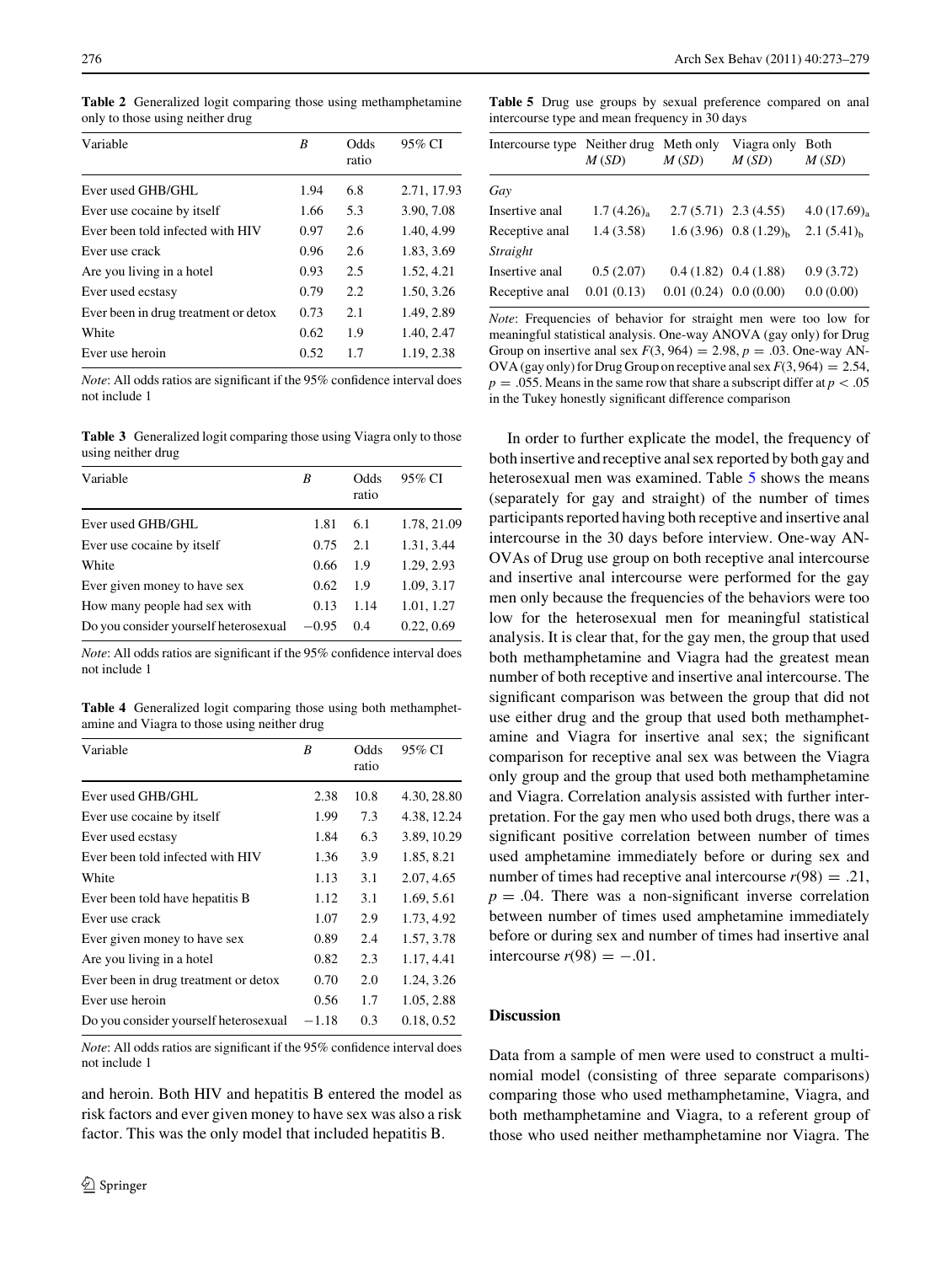**Table 2** Generalized logit comparing those using methamphetamine only to those using neither drug

| Variable | *B* | Odds ratio | 95% CI |
|---|---|---|---|
| Ever used GHB/GHL | 1.94 | 6.8 | 2.71, 17.93 |
| Ever use cocaine by itself | 1.66 | 5.3 | 3.90, 7.08 |
| Ever been told infected with HIV | 0.97 | 2.6 | 1.40, 4.99 |
| Ever use crack | 0.96 | 2.6 | 1.83, 3.69 |
| Are you living in a hotel | 0.93 | 2.5 | 1.52, 4.21 |
| Ever used ecstasy | 0.79 | 2.2 | 1.50, 3.26 |
| Ever been in drug treatment or detox | 0.73 | 2.1 | 1.49, 2.89 |
| White | 0.62 | 1.9 | 1.40, 2.47 |
| Ever use heroin | 0.52 | 1.7 | 1.19, 2.38 |

*Note*: All odds ratios are significant if the 95% confidence interval does not include 1

**Table 3** Generalized logit comparing those using Viagra only to those using neither drug

| Variable | *B* | Odds ratio | 95% CI |
|---|---|---|---|
| Ever used GHB/GHL | 1.81 | 6.1 | 1.78, 21.09 |
| Ever use cocaine by itself | 0.75 | 2.1 | 1.31, 3.44 |
| White | 0.66 | 1.9 | 1.29, 2.93 |
| Ever given money to have sex | 0.62 | 1.9 | 1.09, 3.17 |
| How many people had sex with | 0.13 | 1.14 | 1.01, 1.27 |
| Do you consider yourself heterosexual | −0.95 | 0.4 | 0.22, 0.69 |

*Note*: All odds ratios are significant if the 95% confidence interval does not include 1

**Table 4** Generalized logit comparing those using both methamphetamine and Viagra to those using neither drug

| Variable | *B* | Odds ratio | 95% CI |
|---|---|---|---|
| Ever used GHB/GHL | 2.38 | 10.8 | 4.30, 28.80 |
| Ever use cocaine by itself | 1.99 | 7.3 | 4.38, 12.24 |
| Ever used ecstasy | 1.84 | 6.3 | 3.89, 10.29 |
| Ever been told infected with HIV | 1.36 | 3.9 | 1.85, 8.21 |
| White | 1.13 | 3.1 | 2.07, 4.65 |
| Ever been told have hepatitis B | 1.12 | 3.1 | 1.69, 5.61 |
| Ever use crack | 1.07 | 2.9 | 1.73, 4.92 |
| Ever given money to have sex | 0.89 | 2.4 | 1.57, 3.78 |
| Are you living in a hotel | 0.82 | 2.3 | 1.17, 4.41 |
| Ever been in drug treatment or detox | 0.70 | 2.0 | 1.24, 3.26 |
| Ever use heroin | 0.56 | 1.7 | 1.05, 2.88 |
| Do you consider yourself heterosexual | −1.18 | 0.3 | 0.18, 0.52 |

*Note*: All odds ratios are significant if the 95% confidence interval does not include 1

and heroin. Both HIV and hepatitis B entered the model as risk factors and ever given money to have sex was also a risk factor. This was the only model that included hepatitis B.

**Table 5** Drug use groups by sexual preference compared on anal intercourse type and mean frequency in 30 days

| Intercourse type | Neither drug *M* (*SD*) | Meth only *M* (*SD*) | Viagra only *M* (*SD*) | Both *M* (*SD*) |
|---|---|---|---|---|
| *Gay* | | | | |
| Insertive anal | $1.7\ (4.26)_a$ | 2.7 (5.71) | 2.3 (4.55) | $4.0\ (17.69)_a$ |
| Receptive anal | 1.4 (3.58) | 1.6 (3.96) | $0.8\ (1.29)_b$ | $2.1\ (5.41)_b$ |
| *Straight* | | | | |
| Insertive anal | 0.5 (2.07) | 0.4 (1.82) | 0.4 (1.88) | 0.9 (3.72) |
| Receptive anal | 0.01 (0.13) | 0.01 (0.24) | 0.0 (0.00) | 0.0 (0.00) |

*Note*: Frequencies of behavior for straight men were too low for meaningful statistical analysis. One-way ANOVA (gay only) for Drug Group on insertive anal sex $F(3, 964) = 2.98$, $p = .03$. One-way ANOVA (gay only) for Drug Group on receptive anal sex $F(3, 964) = 2.54$, $p = .055$. Means in the same row that share a subscript differ at $p < .05$ in the Tukey honestly significant difference comparison

In order to further explicate the model, the frequency of both insertive and receptive anal sex reported by both gay and heterosexual men was examined. Table 5 shows the means (separately for gay and straight) of the number of times participants reported having both receptive and insertive anal intercourse in the 30 days before interview. One-way ANOVAs of Drug use group on both receptive anal intercourse and insertive anal intercourse were performed for the gay men only because the frequencies of the behaviors were too low for the heterosexual men for meaningful statistical analysis. It is clear that, for the gay men, the group that used both methamphetamine and Viagra had the greatest mean number of both receptive and insertive anal intercourse. The significant comparison was between the group that did not use either drug and the group that used both methamphetamine and Viagra for insertive anal sex; the significant comparison for receptive anal sex was between the Viagra only group and the group that used both methamphetamine and Viagra. Correlation analysis assisted with further interpretation. For the gay men who used both drugs, there was a significant positive correlation between number of times used amphetamine immediately before or during sex and number of times had receptive anal intercourse $r(98) = .21$, $p = .04$. There was a non-significant inverse correlation between number of times used amphetamine immediately before or during sex and number of times had insertive anal intercourse $r(98) = -.01$.

## Discussion

Data from a sample of men were used to construct a multinomial model (consisting of three separate comparisons) comparing those who used methamphetamine, Viagra, and both methamphetamine and Viagra, to a referent group of those who used neither methamphetamine nor Viagra. The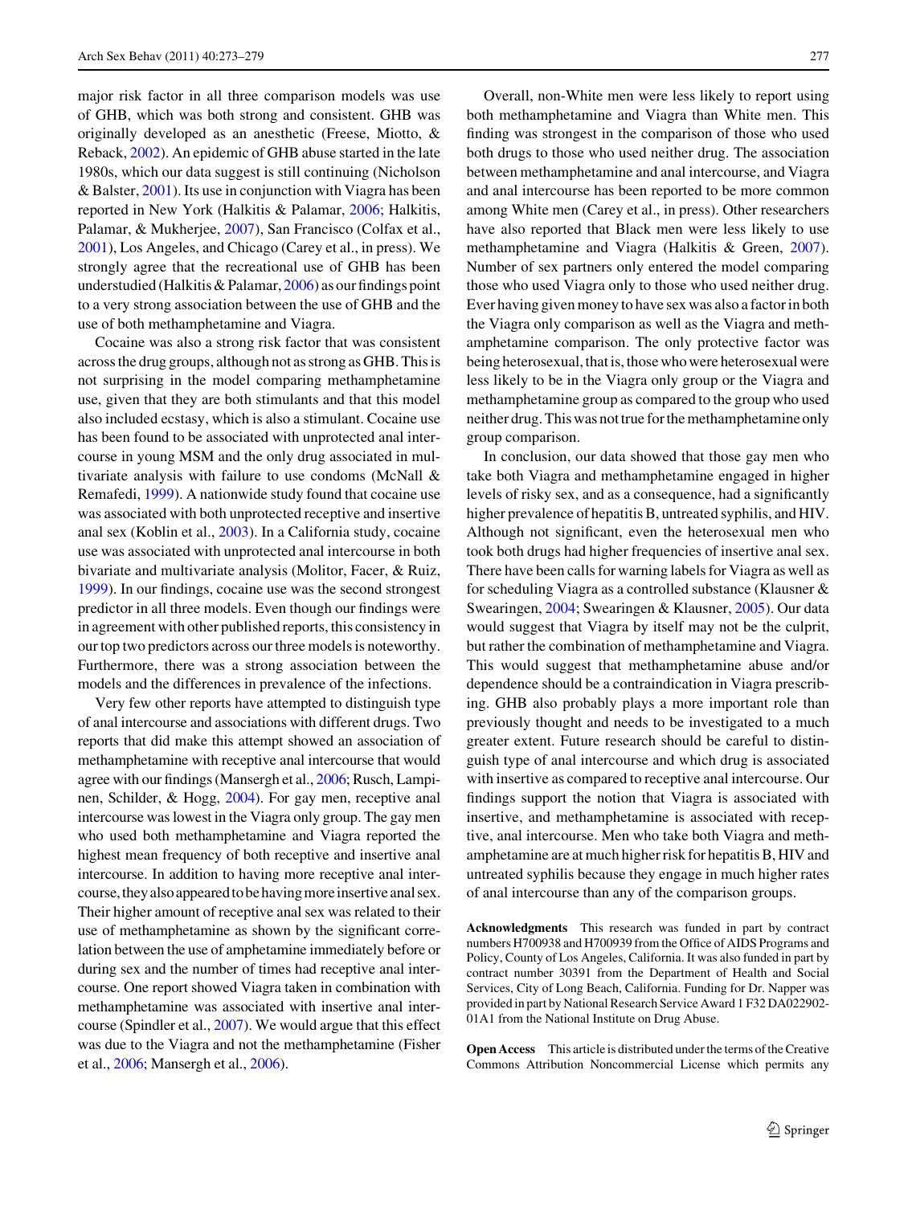major risk factor in all three comparison models was use of GHB, which was both strong and consistent. GHB was originally developed as an anesthetic (Freese, Miotto, & Reback, 2002). An epidemic of GHB abuse started in the late 1980s, which our data suggest is still continuing (Nicholson & Balster, 2001). Its use in conjunction with Viagra has been reported in New York (Halkitis & Palamar, 2006; Halkitis, Palamar, & Mukherjee, 2007), San Francisco (Colfax et al., 2001), Los Angeles, and Chicago (Carey et al., in press). We strongly agree that the recreational use of GHB has been understudied (Halkitis & Palamar, 2006) as our findings point to a very strong association between the use of GHB and the use of both methamphetamine and Viagra.

Cocaine was also a strong risk factor that was consistent across the drug groups, although not as strong as GHB. This is not surprising in the model comparing methamphetamine use, given that they are both stimulants and that this model also included ecstasy, which is also a stimulant. Cocaine use has been found to be associated with unprotected anal intercourse in young MSM and the only drug associated in multivariate analysis with failure to use condoms (McNall & Remafedi, 1999). A nationwide study found that cocaine use was associated with both unprotected receptive and insertive anal sex (Koblin et al., 2003). In a California study, cocaine use was associated with unprotected anal intercourse in both bivariate and multivariate analysis (Molitor, Facer, & Ruiz, 1999). In our findings, cocaine use was the second strongest predictor in all three models. Even though our findings were in agreement with other published reports, this consistency in our top two predictors across our three models is noteworthy. Furthermore, there was a strong association between the models and the differences in prevalence of the infections.

Very few other reports have attempted to distinguish type of anal intercourse and associations with different drugs. Two reports that did make this attempt showed an association of methamphetamine with receptive anal intercourse that would agree with our findings (Mansergh et al., 2006; Rusch, Lampinen, Schilder, & Hogg, 2004). For gay men, receptive anal intercourse was lowest in the Viagra only group. The gay men who used both methamphetamine and Viagra reported the highest mean frequency of both receptive and insertive anal intercourse. In addition to having more receptive anal intercourse, they also appeared to be having more insertive anal sex. Their higher amount of receptive anal sex was related to their use of methamphetamine as shown by the significant correlation between the use of amphetamine immediately before or during sex and the number of times had receptive anal intercourse. One report showed Viagra taken in combination with methamphetamine was associated with insertive anal intercourse (Spindler et al., 2007). We would argue that this effect was due to the Viagra and not the methamphetamine (Fisher et al., 2006; Mansergh et al., 2006).

Overall, non-White men were less likely to report using both methamphetamine and Viagra than White men. This finding was strongest in the comparison of those who used both drugs to those who used neither drug. The association between methamphetamine and anal intercourse, and Viagra and anal intercourse has been reported to be more common among White men (Carey et al., in press). Other researchers have also reported that Black men were less likely to use methamphetamine and Viagra (Halkitis & Green, 2007). Number of sex partners only entered the model comparing those who used Viagra only to those who used neither drug. Ever having given money to have sex was also a factor in both the Viagra only comparison as well as the Viagra and methamphetamine comparison. The only protective factor was being heterosexual, that is, those who were heterosexual were less likely to be in the Viagra only group or the Viagra and methamphetamine group as compared to the group who used neither drug. This was not true for the methamphetamine only group comparison.

In conclusion, our data showed that those gay men who take both Viagra and methamphetamine engaged in higher levels of risky sex, and as a consequence, had a significantly higher prevalence of hepatitis B, untreated syphilis, and HIV. Although not significant, even the heterosexual men who took both drugs had higher frequencies of insertive anal sex. There have been calls for warning labels for Viagra as well as for scheduling Viagra as a controlled substance (Klausner & Swearingen, 2004; Swearingen & Klausner, 2005). Our data would suggest that Viagra by itself may not be the culprit, but rather the combination of methamphetamine and Viagra. This would suggest that methamphetamine abuse and/or dependence should be a contraindication in Viagra prescribing. GHB also probably plays a more important role than previously thought and needs to be investigated to a much greater extent. Future research should be careful to distinguish type of anal intercourse and which drug is associated with insertive as compared to receptive anal intercourse. Our findings support the notion that Viagra is associated with insertive, and methamphetamine is associated with receptive, anal intercourse. Men who take both Viagra and methamphetamine are at much higher risk for hepatitis B, HIV and untreated syphilis because they engage in much higher rates of anal intercourse than any of the comparison groups.

**Acknowledgments** This research was funded in part by contract numbers H700938 and H700939 from the Office of AIDS Programs and Policy, County of Los Angeles, California. It was also funded in part by contract number 30391 from the Department of Health and Social Services, City of Long Beach, California. Funding for Dr. Napper was provided in part by National Research Service Award 1 F32 DA022902-01A1 from the National Institute on Drug Abuse.

**Open Access** This article is distributed under the terms of the Creative Commons Attribution Noncommercial License which permits any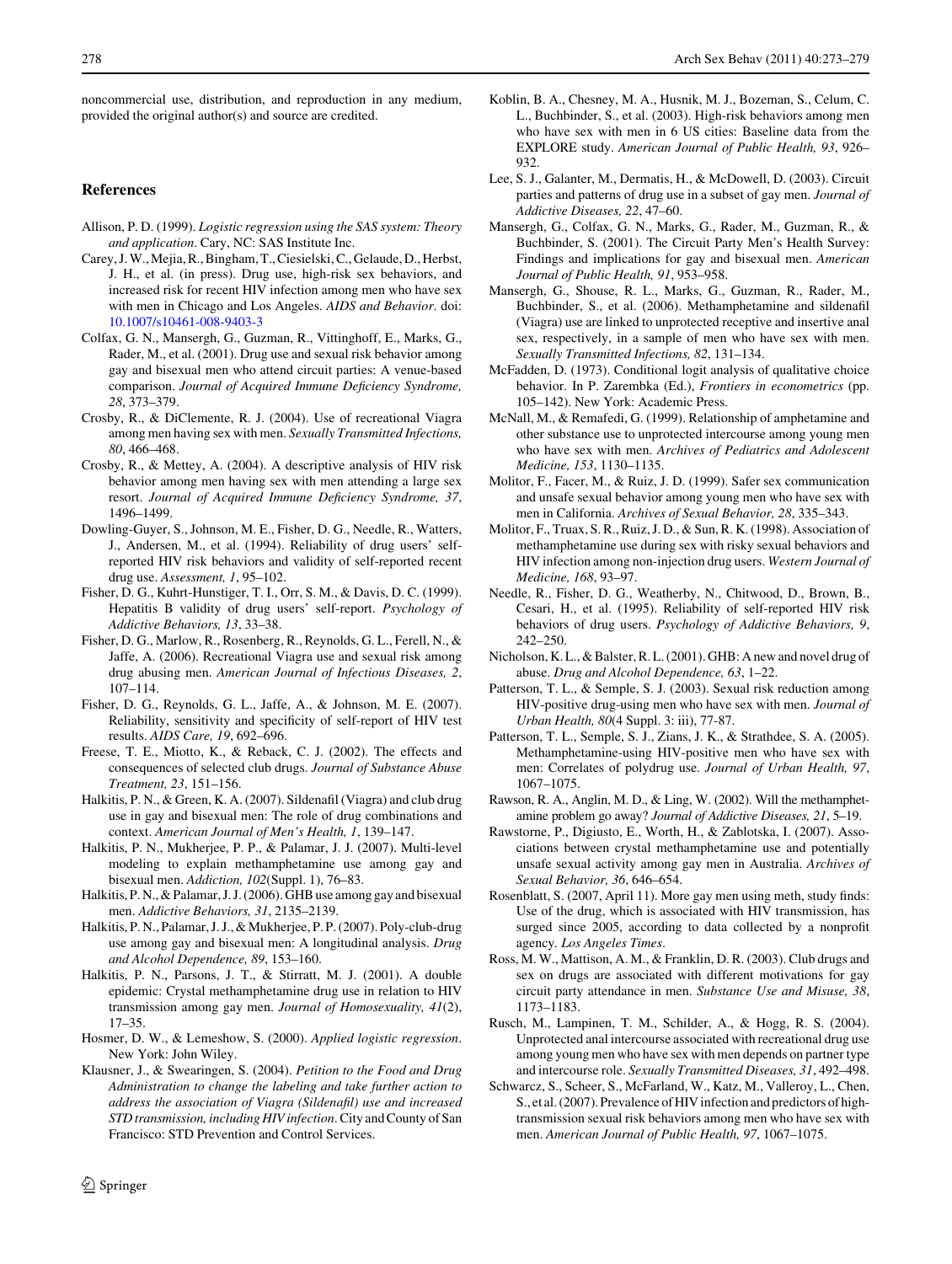noncommercial use, distribution, and reproduction in any medium, provided the original author(s) and source are credited.

## References

Allison, P. D. (1999). *Logistic regression using the SAS system: Theory and application*. Cary, NC: SAS Institute Inc.

Carey, J. W., Mejia, R., Bingham, T., Ciesielski, C., Gelaude, D., Herbst, J. H., et al. (in press). Drug use, high-risk sex behaviors, and increased risk for recent HIV infection among men who have sex with men in Chicago and Los Angeles. *AIDS and Behavior*. doi: 10.1007/s10461-008-9403-3

Colfax, G. N., Mansergh, G., Guzman, R., Vittinghoff, E., Marks, G., Rader, M., et al. (2001). Drug use and sexual risk behavior among gay and bisexual men who attend circuit parties: A venue-based comparison. *Journal of Acquired Immune Deficiency Syndrome, 28*, 373–379.

Crosby, R., & DiClemente, R. J. (2004). Use of recreational Viagra among men having sex with men. *Sexually Transmitted Infections, 80*, 466–468.

Crosby, R., & Mettey, A. (2004). A descriptive analysis of HIV risk behavior among men having sex with men attending a large sex resort. *Journal of Acquired Immune Deficiency Syndrome, 37*, 1496–1499.

Dowling-Guyer, S., Johnson, M. E., Fisher, D. G., Needle, R., Watters, J., Andersen, M., et al. (1994). Reliability of drug users' self-reported HIV risk behaviors and validity of self-reported recent drug use. *Assessment, 1*, 95–102.

Fisher, D. G., Kuhrt-Hunstiger, T. I., Orr, S. M., & Davis, D. C. (1999). Hepatitis B validity of drug users' self-report. *Psychology of Addictive Behaviors, 13*, 33–38.

Fisher, D. G., Marlow, R., Rosenberg, R., Reynolds, G. L., Ferell, N., & Jaffe, A. (2006). Recreational Viagra use and sexual risk among drug abusing men. *American Journal of Infectious Diseases, 2*, 107–114.

Fisher, D. G., Reynolds, G. L., Jaffe, A., & Johnson, M. E. (2007). Reliability, sensitivity and specificity of self-report of HIV test results. *AIDS Care, 19*, 692–696.

Freese, T. E., Miotto, K., & Reback, C. J. (2002). The effects and consequences of selected club drugs. *Journal of Substance Abuse Treatment, 23*, 151–156.

Halkitis, P. N., & Green, K. A. (2007). Sildenafil (Viagra) and club drug use in gay and bisexual men: The role of drug combinations and context. *American Journal of Men's Health, 1*, 139–147.

Halkitis, P. N., Mukherjee, P. P., & Palamar, J. J. (2007). Multi-level modeling to explain methamphetamine use among gay and bisexual men. *Addiction, 102*(Suppl. 1), 76–83.

Halkitis, P. N., & Palamar, J. J. (2006). GHB use among gay and bisexual men. *Addictive Behaviors, 31*, 2135–2139.

Halkitis, P. N., Palamar, J. J., & Mukherjee, P. P. (2007). Poly-club-drug use among gay and bisexual men: A longitudinal analysis. *Drug and Alcohol Dependence, 89*, 153–160.

Halkitis, P. N., Parsons, J. T., & Stirratt, M. J. (2001). A double epidemic: Crystal methamphetamine drug use in relation to HIV transmission among gay men. *Journal of Homosexuality, 41*(2), 17–35.

Hosmer, D. W., & Lemeshow, S. (2000). *Applied logistic regression*. New York: John Wiley.

Klausner, J., & Swearingen, S. (2004). *Petition to the Food and Drug Administration to change the labeling and take further action to address the association of Viagra (Sildenafil) use and increased STD transmission, including HIV infection*. City and County of San Francisco: STD Prevention and Control Services.

Koblin, B. A., Chesney, M. A., Husnik, M. J., Bozeman, S., Celum, C. L., Buchbinder, S., et al. (2003). High-risk behaviors among men who have sex with men in 6 US cities: Baseline data from the EXPLORE study. *American Journal of Public Health, 93*, 926–932.

Lee, S. J., Galanter, M., Dermatis, H., & McDowell, D. (2003). Circuit parties and patterns of drug use in a subset of gay men. *Journal of Addictive Diseases, 22*, 47–60.

Mansergh, G., Colfax, G. N., Marks, G., Rader, M., Guzman, R., & Buchbinder, S. (2001). The Circuit Party Men's Health Survey: Findings and implications for gay and bisexual men. *American Journal of Public Health, 91*, 953–958.

Mansergh, G., Shouse, R. L., Marks, G., Guzman, R., Rader, M., Buchbinder, S., et al. (2006). Methamphetamine and sildenafil (Viagra) use are linked to unprotected receptive and insertive anal sex, respectively, in a sample of men who have sex with men. *Sexually Transmitted Infections, 82*, 131–134.

McFadden, D. (1973). Conditional logit analysis of qualitative choice behavior. In P. Zarembka (Ed.), *Frontiers in econometrics* (pp. 105–142). New York: Academic Press.

McNall, M., & Remafedi, G. (1999). Relationship of amphetamine and other substance use to unprotected intercourse among young men who have sex with men. *Archives of Pediatrics and Adolescent Medicine, 153*, 1130–1135.

Molitor, F., Facer, M., & Ruiz, J. D. (1999). Safer sex communication and unsafe sexual behavior among young men who have sex with men in California. *Archives of Sexual Behavior, 28*, 335–343.

Molitor, F., Truax, S. R., Ruiz, J. D., & Sun, R. K. (1998). Association of methamphetamine use during sex with risky sexual behaviors and HIV infection among non-injection drug users. *Western Journal of Medicine, 168*, 93–97.

Needle, R., Fisher, D. G., Weatherby, N., Chitwood, D., Brown, B., Cesari, H., et al. (1995). Reliability of self-reported HIV risk behaviors of drug users. *Psychology of Addictive Behaviors, 9*, 242–250.

Nicholson, K. L., & Balster, R. L. (2001). GHB: A new and novel drug of abuse. *Drug and Alcohol Dependence, 63*, 1–22.

Patterson, T. L., & Semple, S. J. (2003). Sexual risk reduction among HIV-positive drug-using men who have sex with men. *Journal of Urban Health, 80*(4 Suppl. 3: iii), 77-87.

Patterson, T. L., Semple, S. J., Zians, J. K., & Strathdee, S. A. (2005). Methamphetamine-using HIV-positive men who have sex with men: Correlates of polydrug use. *Journal of Urban Health, 97*, 1067–1075.

Rawson, R. A., Anglin, M. D., & Ling, W. (2002). Will the methamphetamine problem go away? *Journal of Addictive Diseases, 21*, 5–19.

Rawstorne, P., Digiusto, E., Worth, H., & Zablotska, I. (2007). Associations between crystal methamphetamine use and potentially unsafe sexual activity among gay men in Australia. *Archives of Sexual Behavior, 36*, 646–654.

Rosenblatt, S. (2007, April 11). More gay men using meth, study finds: Use of the drug, which is associated with HIV transmission, has surged since 2005, according to data collected by a nonprofit agency. *Los Angeles Times*.

Ross, M. W., Mattison, A. M., & Franklin, D. R. (2003). Club drugs and sex on drugs are associated with different motivations for gay circuit party attendance in men. *Substance Use and Misuse, 38*, 1173–1183.

Rusch, M., Lampinen, T. M., Schilder, A., & Hogg, R. S. (2004). Unprotected anal intercourse associated with recreational drug use among young men who have sex with men depends on partner type and intercourse role. *Sexually Transmitted Diseases, 31*, 492–498.

Schwarcz, S., Scheer, S., McFarland, W., Katz, M., Valleroy, L., Chen, S., et al. (2007). Prevalence of HIV infection and predictors of high-transmission sexual risk behaviors among men who have sex with men. *American Journal of Public Health, 97*, 1067–1075.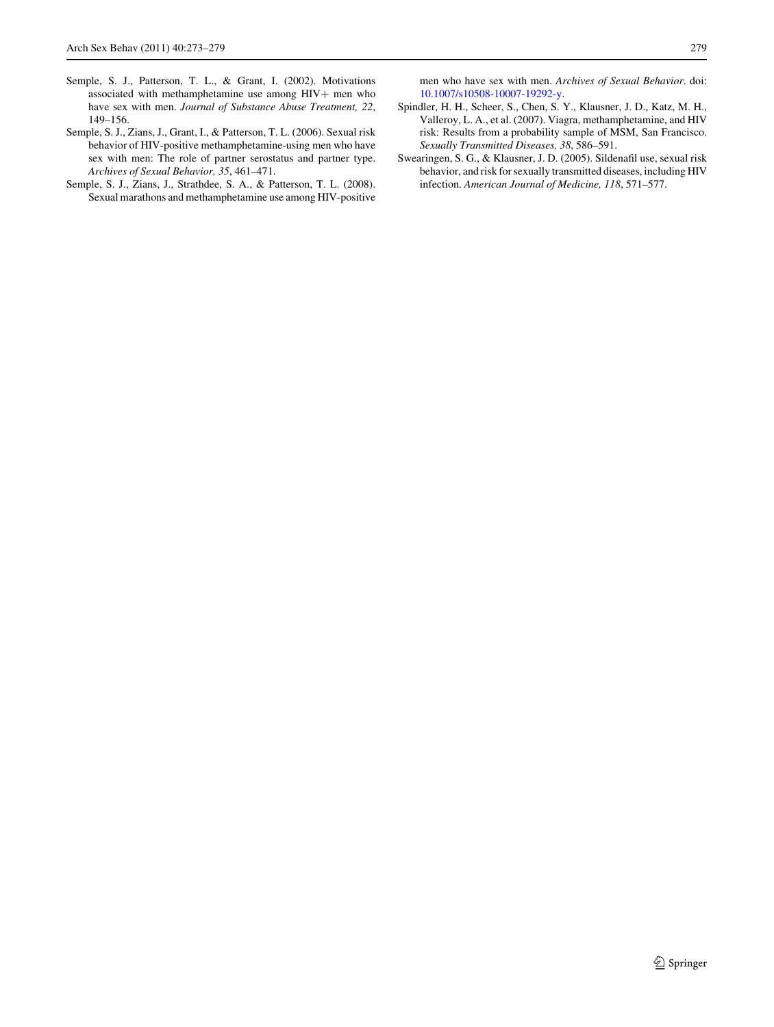Semple, S. J., Patterson, T. L., & Grant, I. (2002). Motivations associated with methamphetamine use among HIV+ men who have sex with men. *Journal of Substance Abuse Treatment, 22*, 149–156.

Semple, S. J., Zians, J., Grant, I., & Patterson, T. L. (2006). Sexual risk behavior of HIV-positive methamphetamine-using men who have sex with men: The role of partner serostatus and partner type. *Archives of Sexual Behavior, 35*, 461–471.

Semple, S. J., Zians, J., Strathdee, S. A., & Patterson, T. L. (2008). Sexual marathons and methamphetamine use among HIV-positive men who have sex with men. *Archives of Sexual Behavior*. doi: 10.1007/s10508-10007-19292-y.

Spindler, H. H., Scheer, S., Chen, S. Y., Klausner, J. D., Katz, M. H., Valleroy, L. A., et al. (2007). Viagra, methamphetamine, and HIV risk: Results from a probability sample of MSM, San Francisco. *Sexually Transmitted Diseases, 38*, 586–591.

Swearingen, S. G., & Klausner, J. D. (2005). Sildenafil use, sexual risk behavior, and risk for sexually transmitted diseases, including HIV infection. *American Journal of Medicine, 118*, 571–577.